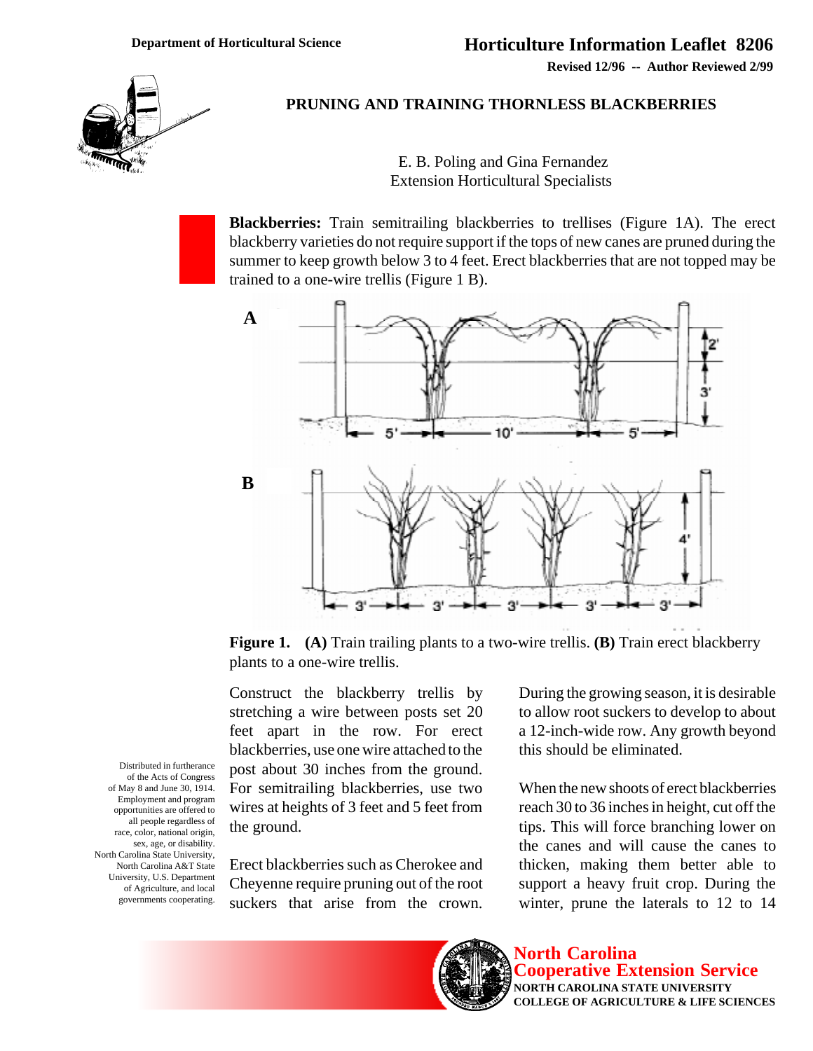Department of Horticultural Science

# Horticulture Information Leaflet 8206

**Revised 12/96 -- Author Reviewed 2/99**

## PRUNING AND TRAINING THORNLESS BLACKBERRIES

E. B. Poling and Gina Fernandez
Extension Horticultural Specialists

**Blackberries:** Train semitrailing blackberries to trellises (Figure 1A). The erect blackberry varieties do not require support if the tops of new canes are pruned during the summer to keep growth below 3 to 4 feet. Erect blackberries that are not topped may be trained to a one-wire trellis (Figure 1 B).

A

2'

3'

5'

10'

5'

B

4'

3'

3'

3'

3'

3'

**Figure 1.** **(A)** Train trailing plants to a two-wire trellis. **(B)** Train erect blackberry plants to a one-wire trellis.

Construct the blackberry trellis by stretching a wire between posts set 20 feet apart in the row. For erect blackberries, use one wire attached to the post about 30 inches from the ground. For semitrailing blackberries, use two wires at heights of 3 feet and 5 feet from the ground.

Erect blackberries such as Cherokee and Cheyenne require pruning out of the root suckers that arise from the crown. During the growing season, it is desirable to allow root suckers to develop to about a 12-inch-wide row. Any growth beyond this should be eliminated.

When the new shoots of erect blackberries reach 30 to 36 inches in height, cut off the tips. This will force branching lower on the canes and will cause the canes to thicken, making them better able to support a heavy fruit crop. During the winter, prune the laterals to 12 to 14

Distributed in furtherance of the Acts of Congress of May 8 and June 30, 1914. Employment and program opportunities are offered to all people regardless of race, color, national origin, sex, age, or disability. North Carolina State University, North Carolina A&T State University, U.S. Department of Agriculture, and local governments cooperating.

**North Carolina Cooperative Extension Service**
**NORTH CAROLINA STATE UNIVERSITY**
**COLLEGE OF AGRICULTURE & LIFE SCIENCES**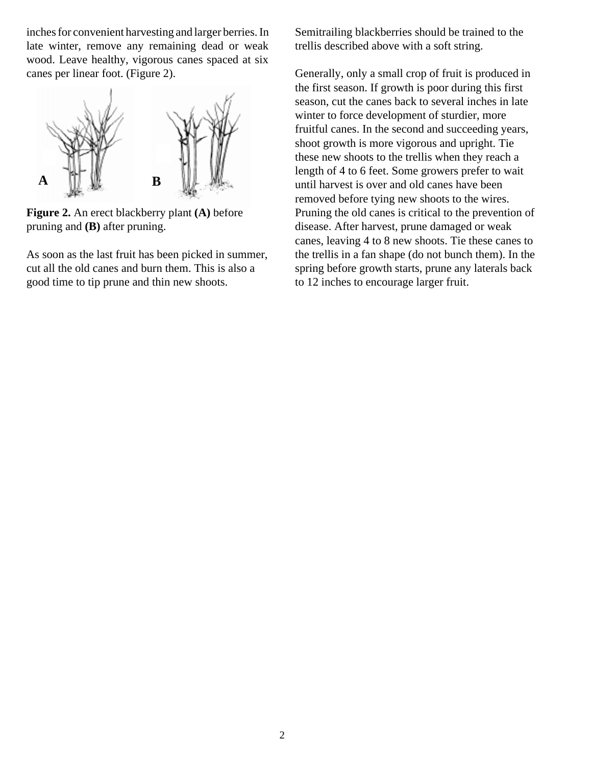inches for convenient harvesting and larger berries. In late winter, remove any remaining dead or weak wood. Leave healthy, vigorous canes spaced at six canes per linear foot. (Figure 2).

A

B

**Figure 2.** An erect blackberry plant **(A)** before pruning and **(B)** after pruning.

As soon as the last fruit has been picked in summer, cut all the old canes and burn them. This is also a good time to tip prune and thin new shoots.

Semitrailing blackberries should be trained to the trellis described above with a soft string.

Generally, only a small crop of fruit is produced in the first season. If growth is poor during this first season, cut the canes back to several inches in late winter to force development of sturdier, more fruitful canes. In the second and succeeding years, shoot growth is more vigorous and upright. Tie these new shoots to the trellis when they reach a length of 4 to 6 feet. Some growers prefer to wait until harvest is over and old canes have been removed before tying new shoots to the wires. Pruning the old canes is critical to the prevention of disease. After harvest, prune damaged or weak canes, leaving 4 to 8 new shoots. Tie these canes to the trellis in a fan shape (do not bunch them). In the spring before growth starts, prune any laterals back to 12 inches to encourage larger fruit.